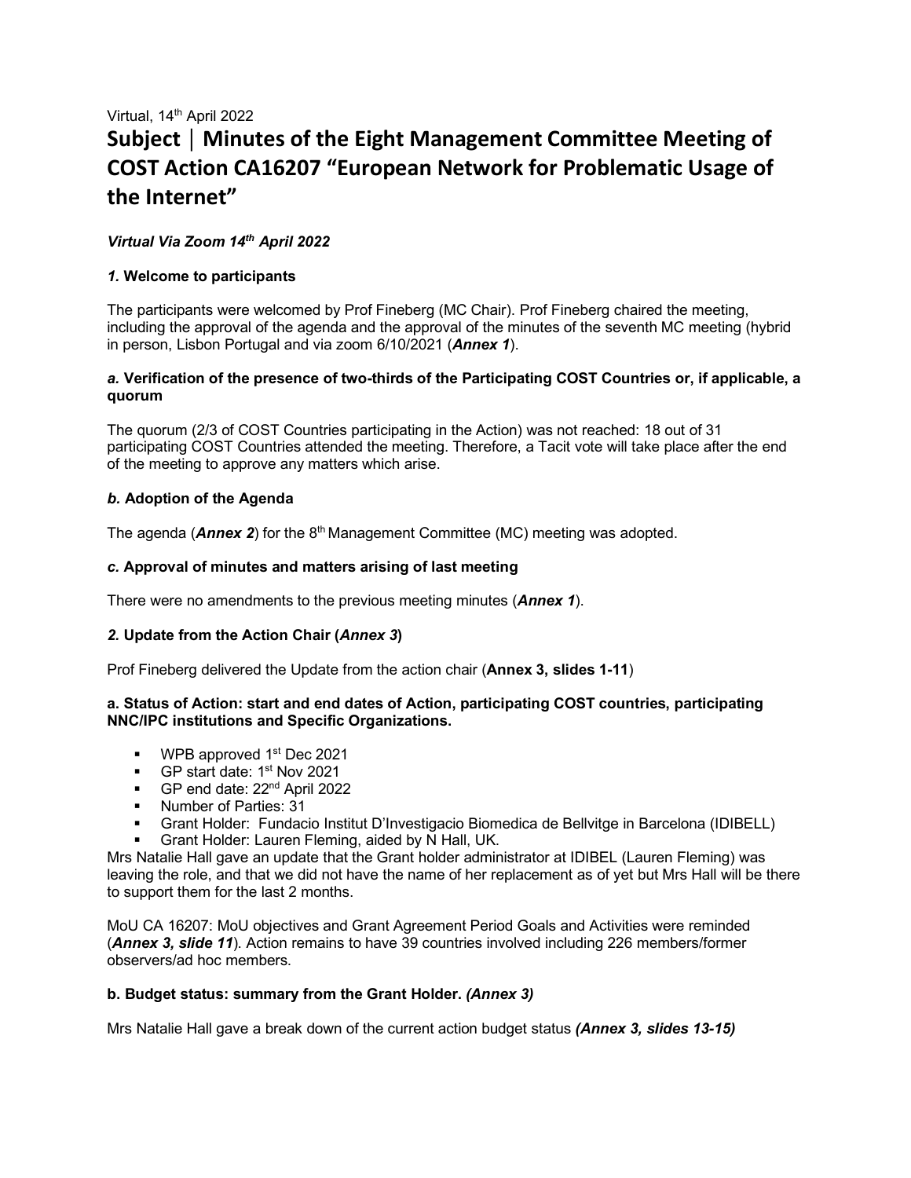Virtual, 14th April 2022

# Subject | Minutes of the Eight Management Committee Meeting of COST Action CA16207 "European Network for Problematic Usage of the Internet"

***Virtual Via Zoom 14th April 2022***

### *1.* Welcome to participants

The participants were welcomed by Prof Fineberg (MC Chair). Prof Fineberg chaired the meeting, including the approval of the agenda and the approval of the minutes of the seventh MC meeting (hybrid in person, Lisbon Portugal and via zoom 6/10/2021 (***Annex 1***).

#### *a.* Verification of the presence of two-thirds of the Participating COST Countries or, if applicable, a quorum

The quorum (2/3 of COST Countries participating in the Action) was not reached: 18 out of 31 participating COST Countries attended the meeting. Therefore, a Tacit vote will take place after the end of the meeting to approve any matters which arise.

#### *b.* Adoption of the Agenda

The agenda (***Annex 2***) for the 8th Management Committee (MC) meeting was adopted.

#### *c.* Approval of minutes and matters arising of last meeting

There were no amendments to the previous meeting minutes (***Annex 1***).

### *2.* Update from the Action Chair (*Annex 3*)

Prof Fineberg delivered the Update from the action chair (**Annex 3, slides 1-11**)

#### a. Status of Action: start and end dates of Action, participating COST countries, participating NNC/IPC institutions and Specific Organizations.

- WPB approved 1st Dec 2021
- GP start date: 1st Nov 2021
- GP end date: 22nd April 2022
- Number of Parties: 31
- Grant Holder: Fundacio Institut D'Investigacio Biomedica de Bellvitge in Barcelona (IDIBELL)
- Grant Holder: Lauren Fleming, aided by N Hall, UK.

Mrs Natalie Hall gave an update that the Grant holder administrator at IDIBEL (Lauren Fleming) was leaving the role, and that we did not have the name of her replacement as of yet but Mrs Hall will be there to support them for the last 2 months.

MoU CA 16207: MoU objectives and Grant Agreement Period Goals and Activities were reminded (***Annex 3, slide 11***). Action remains to have 39 countries involved including 226 members/former observers/ad hoc members.

#### b. Budget status: summary from the Grant Holder. *(Annex 3)*

Mrs Natalie Hall gave a break down of the current action budget status ***(Annex 3, slides 13-15)***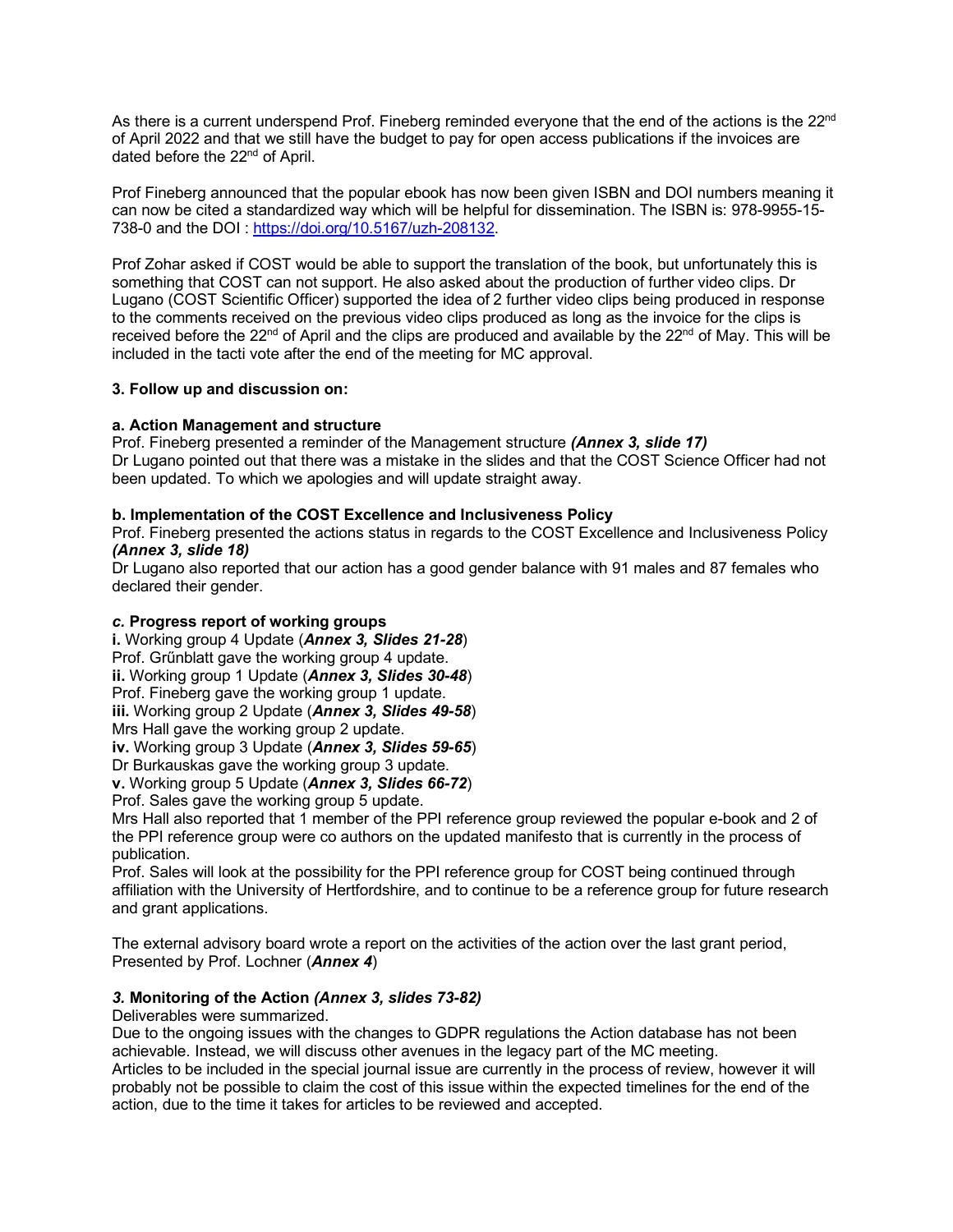As there is a current underspend Prof. Fineberg reminded everyone that the end of the actions is the 22nd of April 2022 and that we still have the budget to pay for open access publications if the invoices are dated before the 22nd of April.

Prof Fineberg announced that the popular ebook has now been given ISBN and DOI numbers meaning it can now be cited a standardized way which will be helpful for dissemination. The ISBN is: 978-9955-15-738-0 and the DOI : https://doi.org/10.5167/uzh-208132.

Prof Zohar asked if COST would be able to support the translation of the book, but unfortunately this is something that COST can not support. He also asked about the production of further video clips. Dr Lugano (COST Scientific Officer) supported the idea of 2 further video clips being produced in response to the comments received on the previous video clips produced as long as the invoice for the clips is received before the 22nd of April and the clips are produced and available by the 22nd of May. This will be included in the tacti vote after the end of the meeting for MC approval.

**3. Follow up and discussion on:**

**a. Action Management and structure**

Prof. Fineberg presented a reminder of the Management structure ***(Annex 3, slide 17)***

Dr Lugano pointed out that there was a mistake in the slides and that the COST Science Officer had not been updated. To which we apologies and will update straight away.

**b. Implementation of the COST Excellence and Inclusiveness Policy**

Prof. Fineberg presented the actions status in regards to the COST Excellence and Inclusiveness Policy ***(Annex 3, slide 18)***

Dr Lugano also reported that our action has a good gender balance with 91 males and 87 females who declared their gender.

***c.* Progress report of working groups**

**i.** Working group 4 Update (***Annex 3, Slides 21-28***)

Prof. Grűnblatt gave the working group 4 update.

**ii.** Working group 1 Update (***Annex 3, Slides 30-48***)

Prof. Fineberg gave the working group 1 update.

**iii.** Working group 2 Update (***Annex 3, Slides 49-58***)

Mrs Hall gave the working group 2 update.

**iv.** Working group 3 Update (***Annex 3, Slides 59-65***)

Dr Burkauskas gave the working group 3 update.

**v.** Working group 5 Update (***Annex 3, Slides 66-72***)

Prof. Sales gave the working group 5 update.

Mrs Hall also reported that 1 member of the PPI reference group reviewed the popular e-book and 2 of the PPI reference group were co authors on the updated manifesto that is currently in the process of publication.

Prof. Sales will look at the possibility for the PPI reference group for COST being continued through affiliation with the University of Hertfordshire, and to continue to be a reference group for future research and grant applications.

The external advisory board wrote a report on the activities of the action over the last grant period, Presented by Prof. Lochner (***Annex 4***)

***3.* Monitoring of the Action *(Annex 3, slides 73-82)***

Deliverables were summarized.

Due to the ongoing issues with the changes to GDPR regulations the Action database has not been achievable. Instead, we will discuss other avenues in the legacy part of the MC meeting.

Articles to be included in the special journal issue are currently in the process of review, however it will probably not be possible to claim the cost of this issue within the expected timelines for the end of the action, due to the time it takes for articles to be reviewed and accepted.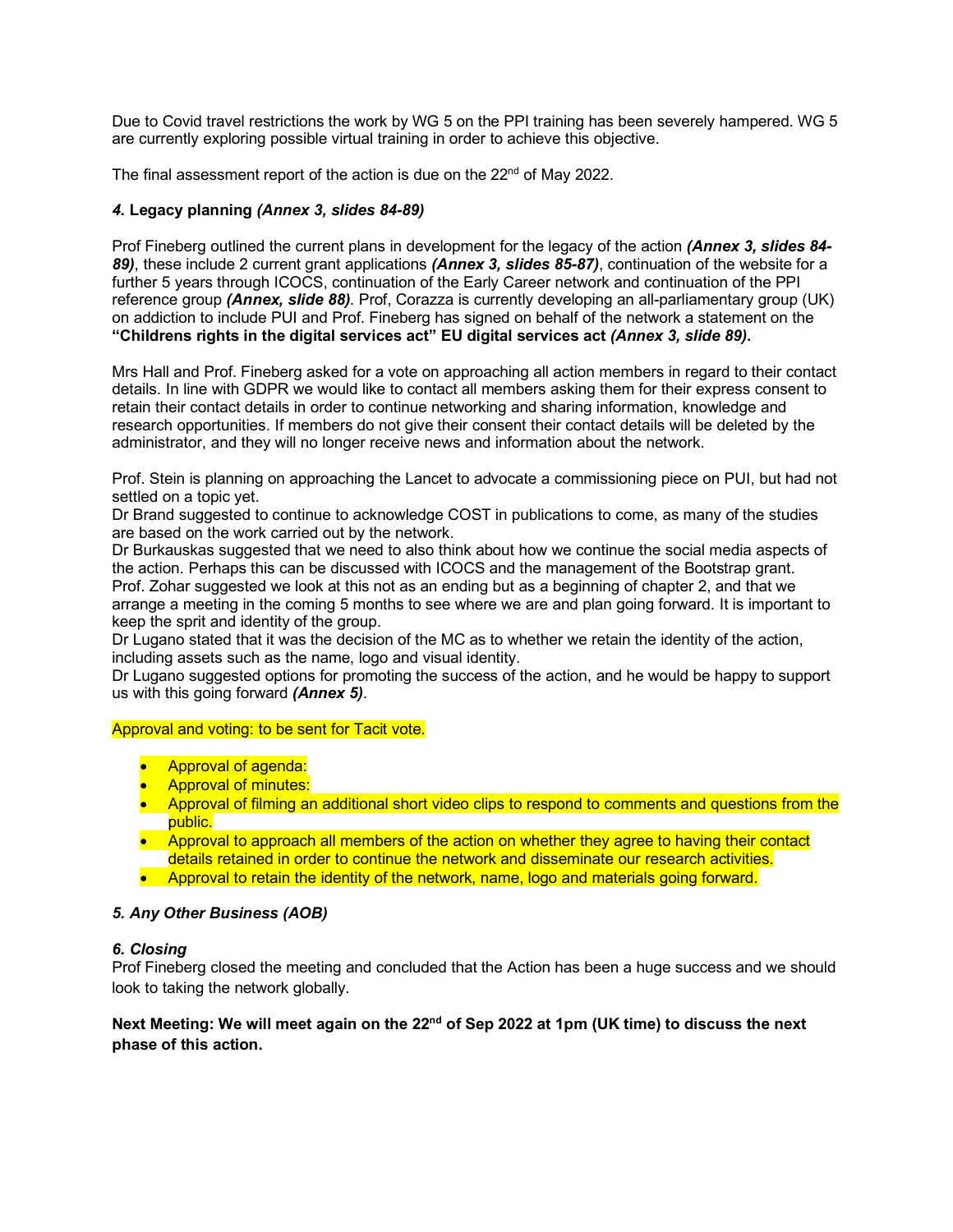Due to Covid travel restrictions the work by WG 5 on the PPI training has been severely hampered. WG 5 are currently exploring possible virtual training in order to achieve this objective.

The final assessment report of the action is due on the 22nd of May 2022.

### *4.* Legacy planning *(Annex 3, slides 84-89)*

Prof Fineberg outlined the current plans in development for the legacy of the action ***(Annex 3, slides 84-89)***, these include 2 current grant applications ***(Annex 3, slides 85-87)***, continuation of the website for a further 5 years through ICOCS, continuation of the Early Career network and continuation of the PPI reference group ***(Annex, slide 88)***. Prof, Corazza is currently developing an all-parliamentary group (UK) on addiction to include PUI and Prof. Fineberg has signed on behalf of the network a statement on the **"Childrens rights in the digital services act" EU digital services act *(Annex 3, slide 89)*.**

Mrs Hall and Prof. Fineberg asked for a vote on approaching all action members in regard to their contact details. In line with GDPR we would like to contact all members asking them for their express consent to retain their contact details in order to continue networking and sharing information, knowledge and research opportunities. If members do not give their consent their contact details will be deleted by the administrator, and they will no longer receive news and information about the network.

Prof. Stein is planning on approaching the Lancet to advocate a commissioning piece on PUI, but had not settled on a topic yet.
Dr Brand suggested to continue to acknowledge COST in publications to come, as many of the studies are based on the work carried out by the network.
Dr Burkauskas suggested that we need to also think about how we continue the social media aspects of the action. Perhaps this can be discussed with ICOCS and the management of the Bootstrap grant.
Prof. Zohar suggested we look at this not as an ending but as a beginning of chapter 2, and that we arrange a meeting in the coming 5 months to see where we are and plan going forward. It is important to keep the sprit and identity of the group.
Dr Lugano stated that it was the decision of the MC as to whether we retain the identity of the action, including assets such as the name, logo and visual identity.
Dr Lugano suggested options for promoting the success of the action, and he would be happy to support us with this going forward ***(Annex 5)***.

Approval and voting: to be sent for Tacit vote.

- Approval of agenda:
- Approval of minutes:
- Approval of filming an additional short video clips to respond to comments and questions from the public.
- Approval to approach all members of the action on whether they agree to having their contact details retained in order to continue the network and disseminate our research activities.
- Approval to retain the identity of the network, name, logo and materials going forward.

### *5. Any Other Business (AOB)*

### *6. Closing*

Prof Fineberg closed the meeting and concluded that the Action has been a huge success and we should look to taking the network globally.

**Next Meeting: We will meet again on the 22nd of Sep 2022 at 1pm (UK time) to discuss the next phase of this action.**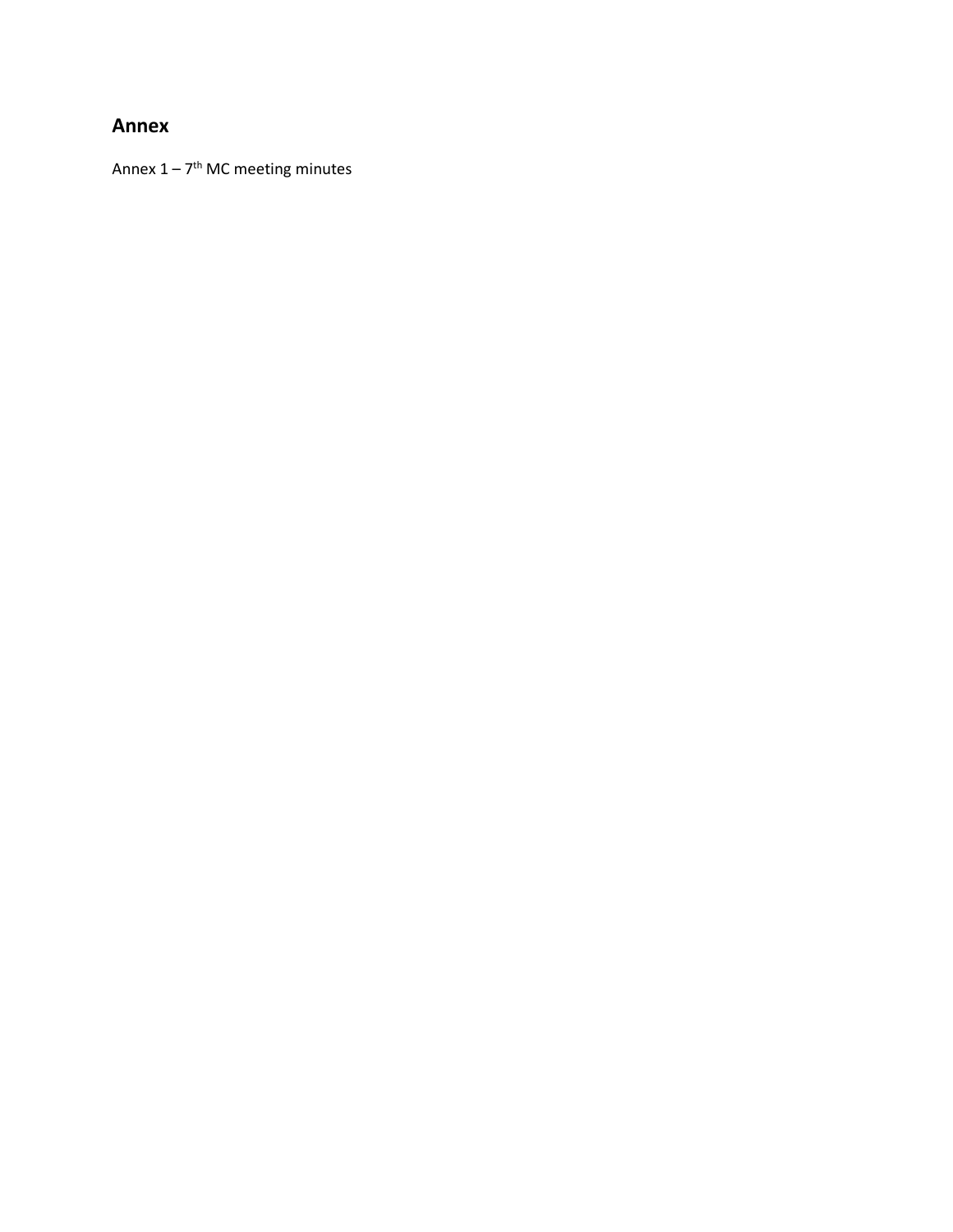## Annex

Annex 1 – 7th MC meeting minutes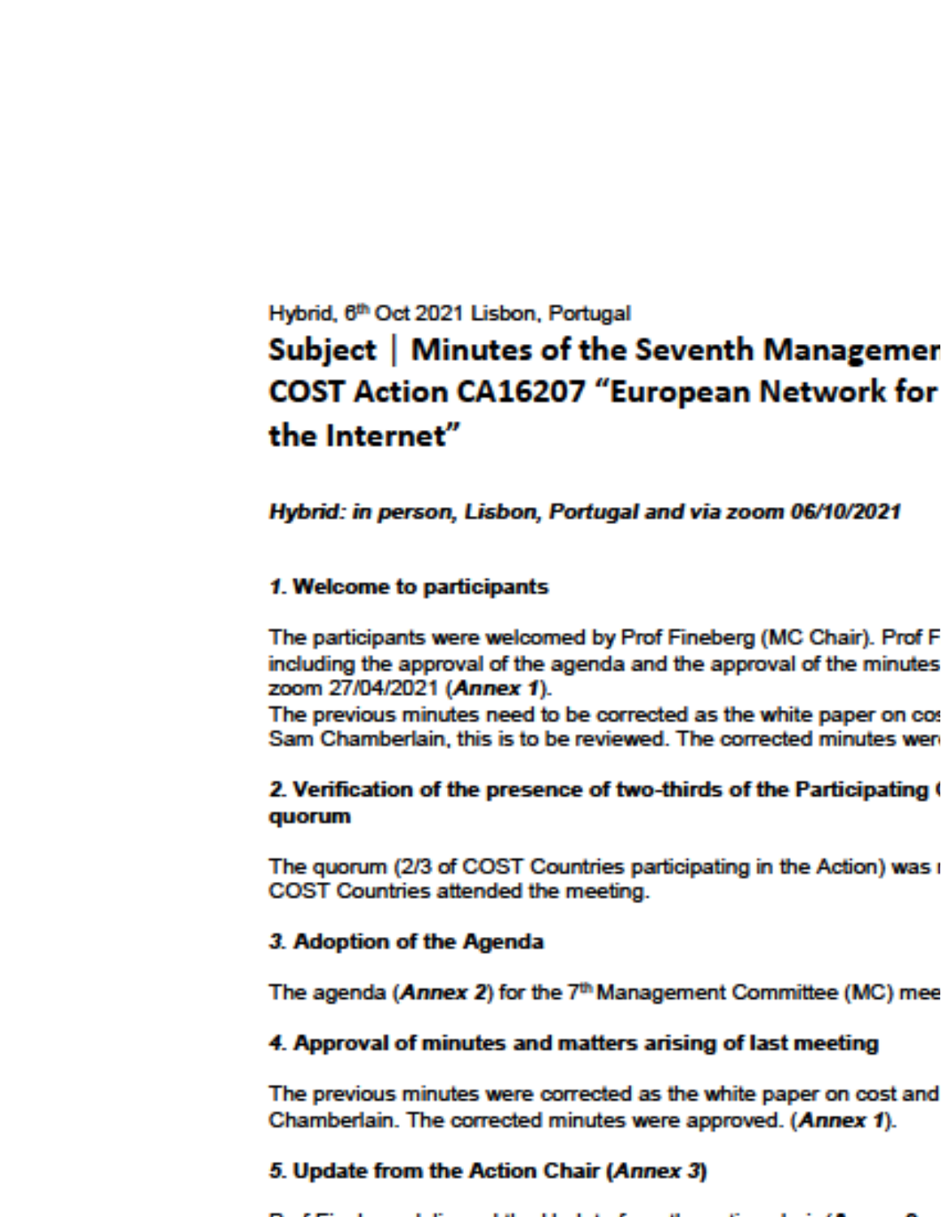Hybrid, 6th Oct 2021 Lisbon, Portugal

# Subject | Minutes of the Seventh Managemer COST Action CA16207 "European Network for the Internet"

***Hybrid: in person, Lisbon, Portugal and via zoom 06/10/2021***

### *1.* Welcome to participants

The participants were welcomed by Prof Fineberg (MC Chair). Prof F including the approval of the agenda and the approval of the minutes zoom 27/04/2021 (***Annex 1***).
The previous minutes need to be corrected as the white paper on cos Sam Chamberlain, this is to be reviewed. The corrected minutes were

### 2. Verification of the presence of two-thirds of the Participating quorum

The quorum (2/3 of COST Countries participating in the Action) was COST Countries attended the meeting.

### *3.* Adoption of the Agenda

The agenda (***Annex 2***) for the 7th Management Committee (MC) mee

### *4.* Approval of minutes and matters arising of last meeting

The previous minutes were corrected as the white paper on cost and Chamberlain. The corrected minutes were approved. (***Annex 1***).

### *5.* Update from the Action Chair (*Annex 3*)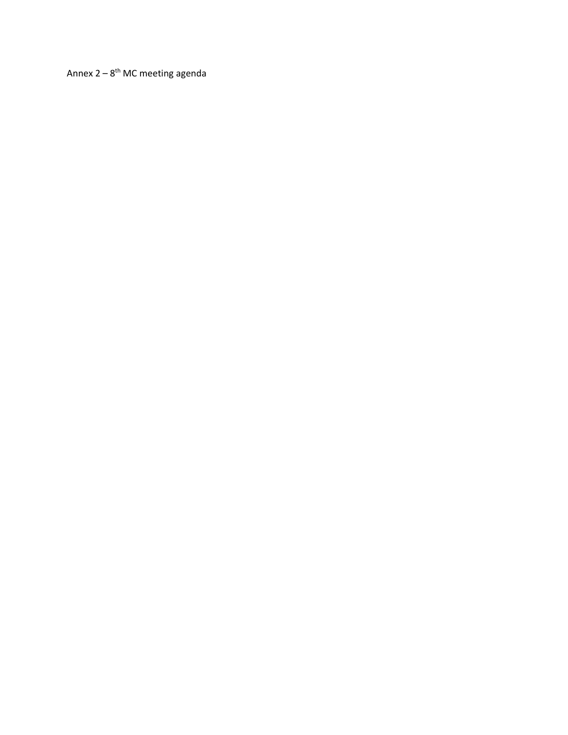Annex 2 – 8th MC meeting agenda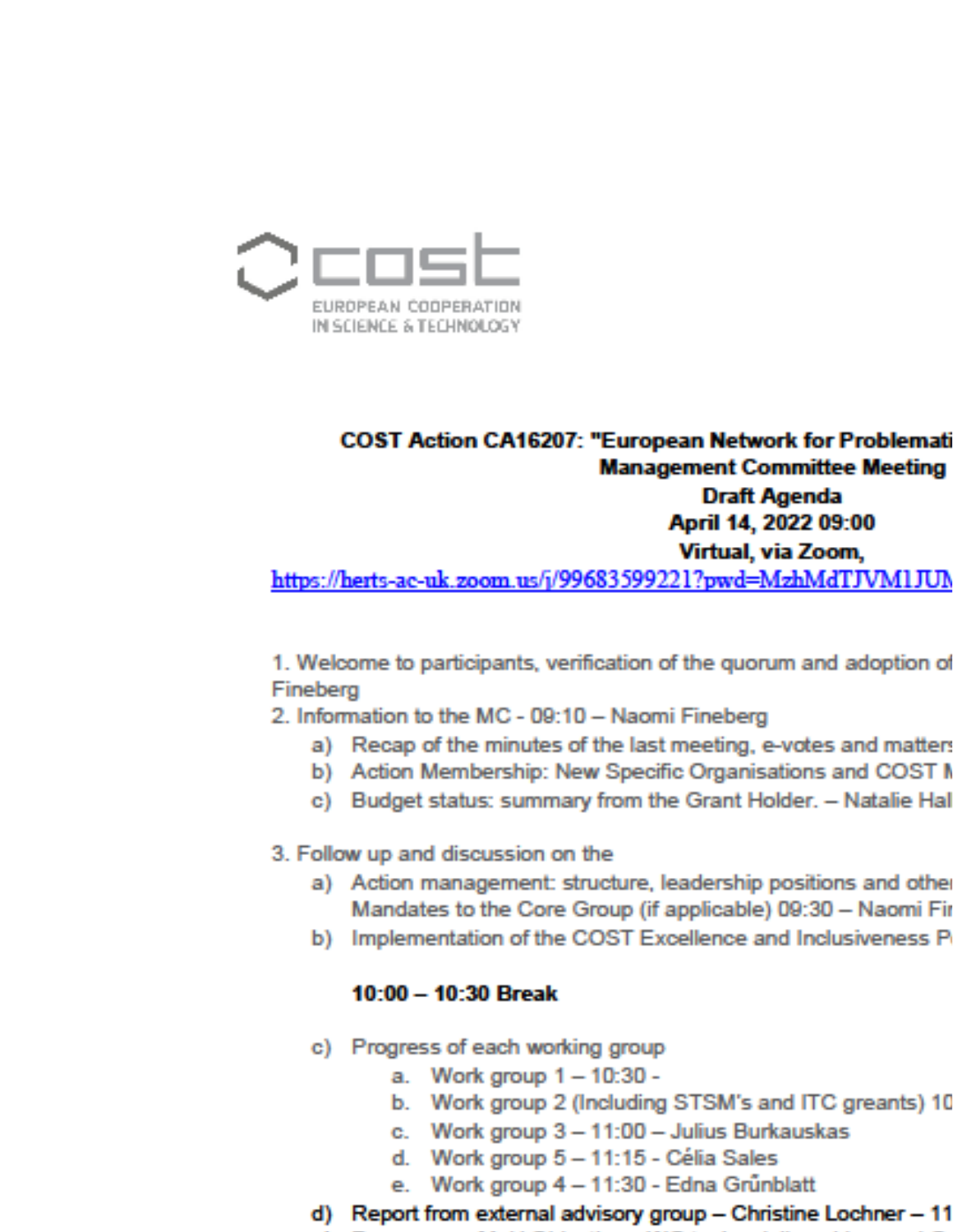COST EUROPEAN COOPERATION IN SCIENCE & TECHNOLOGY

**COST Action CA16207: "European Network for Problemati**
**Management Committee Meeting**
**Draft Agenda**
**April 14, 2022 09:00**
**Virtual, via Zoom,**
https://herts-ac-uk.zoom.us/j/99683599221?pwd=MzhMdTJVM1JUM

1. Welcome to participants, verification of the quorum and adoption of
Fineberg
2. Information to the MC - 09:10 – Naomi Fineberg
   a) Recap of the minutes of the last meeting, e-votes and matters
   b) Action Membership: New Specific Organisations and COST M
   c) Budget status: summary from the Grant Holder. – Natalie Hal

3. Follow up and discussion on the
   a) Action management: structure, leadership positions and other
      Mandates to the Core Group (if applicable) 09:30 – Naomi Fi
   b) Implementation of the COST Excellence and Inclusiveness P

      **10:00 – 10:30 Break**

   c) Progress of each working group
      a. Work group 1 – 10:30 -
      b. Work group 2 (Including STSM's and ITC greants) 10
      c. Work group 3 – 11:00 – Julius Burkauskas
      d. Work group 5 – 11:15 - Célia Sales
      e. Work group 4 – 11:30 - Edna Grűnblatt
   **d) Report from external advisory group – Christine Lochner – 11**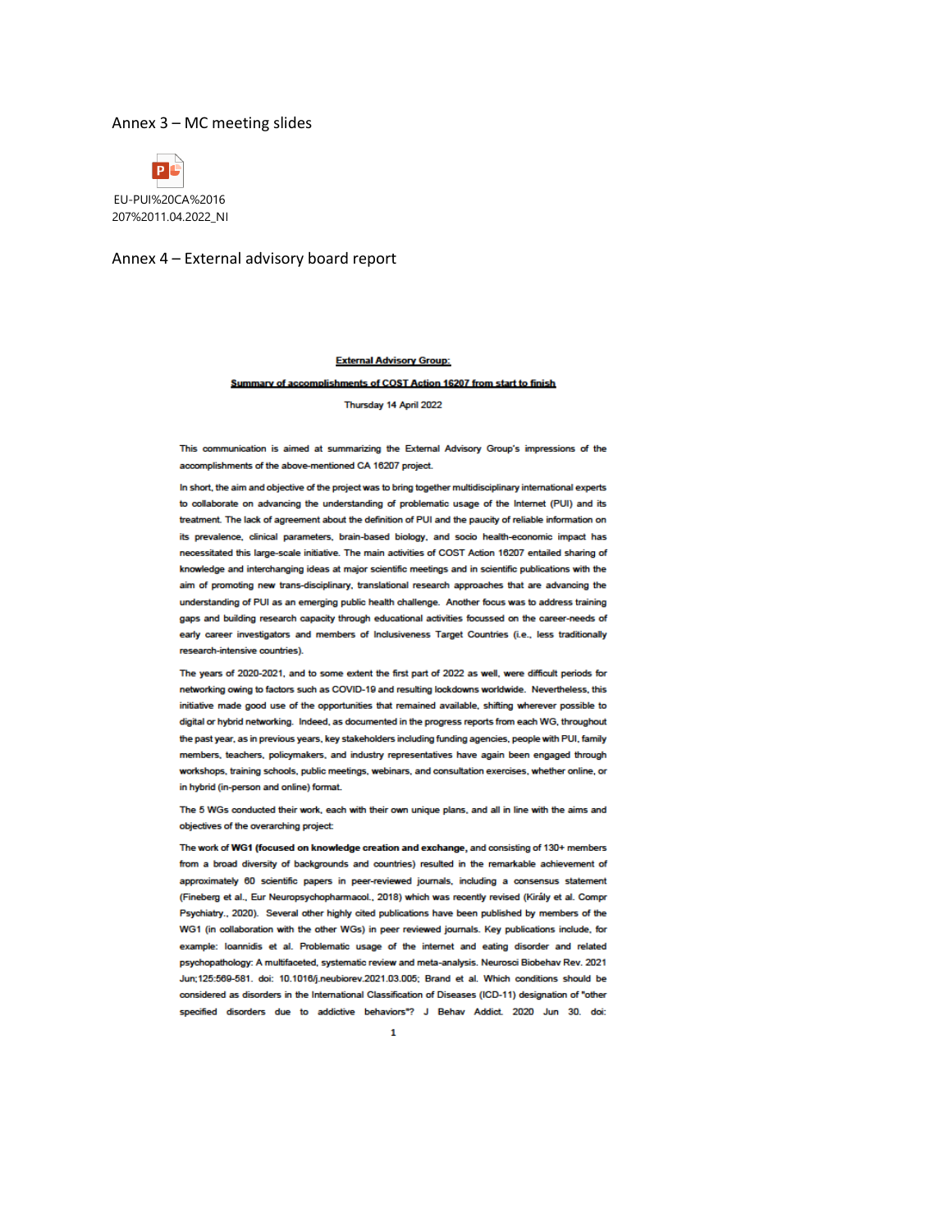Annex 3 – MC meeting slides

EU-PUI%20CA%2016 207%2011.04.2022_NI

Annex 4 – External advisory board report

**External Advisory Group:**

**Summary of accomplishments of COST Action 16207 from start to finish**

Thursday 14 April 2022

This communication is aimed at summarizing the External Advisory Group's impressions of the accomplishments of the above-mentioned CA 16207 project.

In short, the aim and objective of the project was to bring together multidisciplinary international experts to collaborate on advancing the understanding of problematic usage of the Internet (PUI) and its treatment. The lack of agreement about the definition of PUI and the paucity of reliable information on its prevalence, clinical parameters, brain-based biology, and socio health-economic impact has necessitated this large-scale initiative. The main activities of COST Action 16207 entailed sharing of knowledge and interchanging ideas at major scientific meetings and in scientific publications with the aim of promoting new trans-disciplinary, translational research approaches that are advancing the understanding of PUI as an emerging public health challenge. Another focus was to address training gaps and building research capacity through educational activities focussed on the career-needs of early career investigators and members of Inclusiveness Target Countries (i.e., less traditionally research-intensive countries).

The years of 2020-2021, and to some extent the first part of 2022 as well, were difficult periods for networking owing to factors such as COVID-19 and resulting lockdowns worldwide. Nevertheless, this initiative made good use of the opportunities that remained available, shifting wherever possible to digital or hybrid networking. Indeed, as documented in the progress reports from each WG, throughout the past year, as in previous years, key stakeholders including funding agencies, people with PUI, family members, teachers, policymakers, and industry representatives have again been engaged through workshops, training schools, public meetings, webinars, and consultation exercises, whether online, or in hybrid (in-person and online) format.

The 5 WGs conducted their work, each with their own unique plans, and all in line with the aims and objectives of the overarching project:

The work of **WG1 (focused on knowledge creation and exchange,** and consisting of 130+ members from a broad diversity of backgrounds and countries) resulted in the remarkable achievement of approximately 60 scientific papers in peer-reviewed journals, including a consensus statement (Fineberg et al., Eur Neuropsychopharmacol., 2018) which was recently revised (Király et al. Compr Psychiatry., 2020). Several other highly cited publications have been published by members of the WG1 (in collaboration with the other WGs) in peer reviewed journals. Key publications include, for example: Ioannidis et al. Problematic usage of the internet and eating disorder and related psychopathology: A multifaceted, systematic review and meta-analysis. Neurosci Biobehav Rev. 2021 Jun;125:569-581. doi: 10.1016/j.neubiorev.2021.03.005; Brand et al. Which conditions should be considered as disorders in the International Classification of Diseases (ICD-11) designation of "other specified disorders due to addictive behaviors"? J Behav Addict. 2020 Jun 30. doi: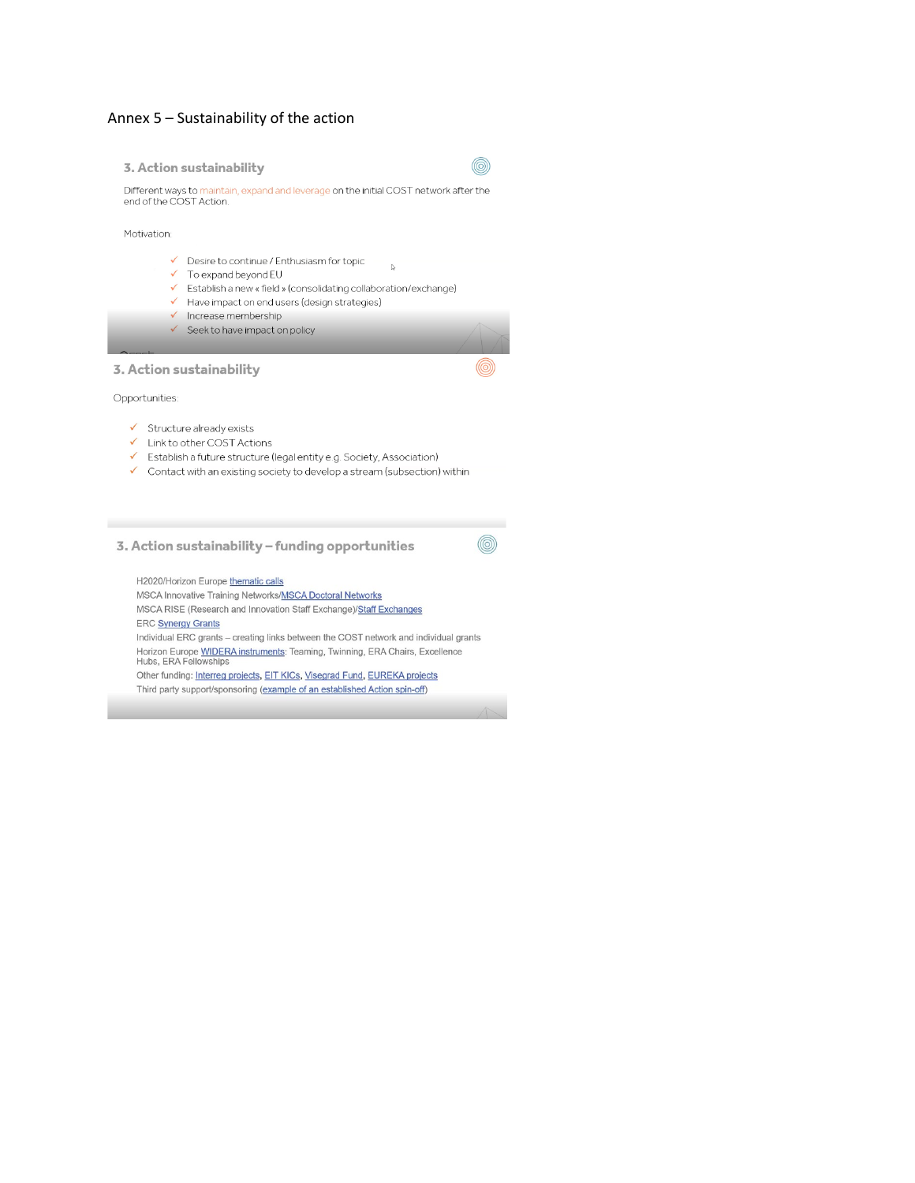Annex 5 – Sustainability of the action

## 3. Action sustainability

Different ways to maintain, expand and leverage on the initial COST network after the end of the COST Action.

Motivation:

- Desire to continue / Enthusiasm for topic
- To expand beyond EU
- Establish a new « field » (consolidating collaboration/exchange)
- Have impact on end users (design strategies)
- Increase membership
- Seek to have impact on policy

## 3. Action sustainability

Opportunities:

- Structure already exists
- Link to other COST Actions
- Establish a future structure (legal entity e.g. Society, Association)
- Contact with an existing society to develop a stream (subsection) within

## 3. Action sustainability – funding opportunities

H2020/Horizon Europe thematic calls
MSCA Innovative Training Networks/MSCA Doctoral Networks
MSCA RISE (Research and Innovation Staff Exchange)/Staff Exchanges
ERC Synergy Grants
Individual ERC grants – creating links between the COST network and individual grants
Horizon Europe WIDERA instruments: Teaming, Twinning, ERA Chairs, Excellence Hubs, ERA Fellowships
Other funding: Interreg projects, EIT KICs, Visegrad Fund, EUREKA projects
Third party support/sponsoring (example of an established Action spin-off)